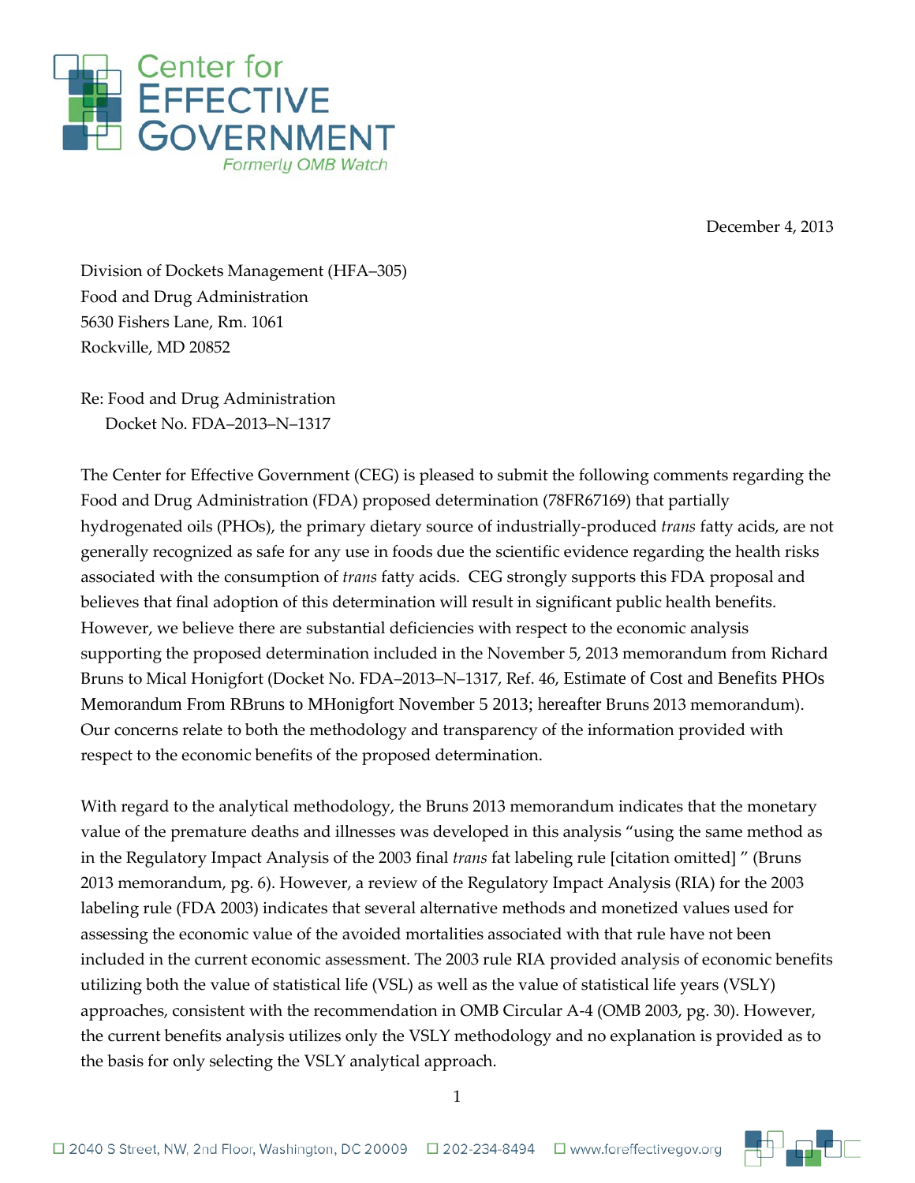Center for
EFFECTIVE
GOVERNMENT
*Formerly OMB Watch*

December 4, 2013

Division of Dockets Management (HFA–305)
Food and Drug Administration
5630 Fishers Lane, Rm. 1061
Rockville, MD 20852

Re: Food and Drug Administration
Docket No. FDA–2013–N–1317

The Center for Effective Government (CEG) is pleased to submit the following comments regarding the Food and Drug Administration (FDA) proposed determination (78FR67169) that partially hydrogenated oils (PHOs), the primary dietary source of industrially-produced *trans* fatty acids, are not generally recognized as safe for any use in foods due the scientific evidence regarding the health risks associated with the consumption of *trans* fatty acids. CEG strongly supports this FDA proposal and believes that final adoption of this determination will result in significant public health benefits. However, we believe there are substantial deficiencies with respect to the economic analysis supporting the proposed determination included in the November 5, 2013 memorandum from Richard Bruns to Mical Honigfort (Docket No. FDA–2013–N–1317, Ref. 46, Estimate of Cost and Benefits PHOs Memorandum From RBruns to MHonigfort November 5 2013; hereafter Bruns 2013 memorandum). Our concerns relate to both the methodology and transparency of the information provided with respect to the economic benefits of the proposed determination.

With regard to the analytical methodology, the Bruns 2013 memorandum indicates that the monetary value of the premature deaths and illnesses was developed in this analysis "using the same method as in the Regulatory Impact Analysis of the 2003 final *trans* fat labeling rule [citation omitted] " (Bruns 2013 memorandum, pg. 6). However, a review of the Regulatory Impact Analysis (RIA) for the 2003 labeling rule (FDA 2003) indicates that several alternative methods and monetized values used for assessing the economic value of the avoided mortalities associated with that rule have not been included in the current economic assessment. The 2003 rule RIA provided analysis of economic benefits utilizing both the value of statistical life (VSL) as well as the value of statistical life years (VSLY) approaches, consistent with the recommendation in OMB Circular A-4 (OMB 2003, pg. 30). However, the current benefits analysis utilizes only the VSLY methodology and no explanation is provided as to the basis for only selecting the VSLY analytical approach.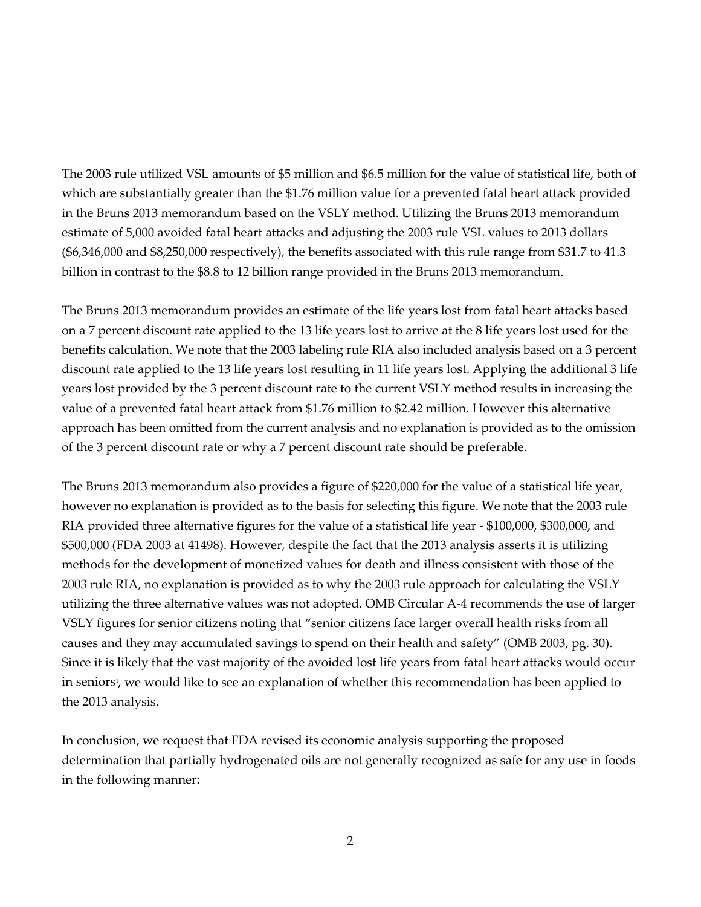The 2003 rule utilized VSL amounts of $5 million and $6.5 million for the value of statistical life, both of which are substantially greater than the $1.76 million value for a prevented fatal heart attack provided in the Bruns 2013 memorandum based on the VSLY method. Utilizing the Bruns 2013 memorandum estimate of 5,000 avoided fatal heart attacks and adjusting the 2003 rule VSL values to 2013 dollars ($6,346,000 and $8,250,000 respectively), the benefits associated with this rule range from $31.7 to 41.3 billion in contrast to the $8.8 to 12 billion range provided in the Bruns 2013 memorandum.

The Bruns 2013 memorandum provides an estimate of the life years lost from fatal heart attacks based on a 7 percent discount rate applied to the 13 life years lost to arrive at the 8 life years lost used for the benefits calculation. We note that the 2003 labeling rule RIA also included analysis based on a 3 percent discount rate applied to the 13 life years lost resulting in 11 life years lost. Applying the additional 3 life years lost provided by the 3 percent discount rate to the current VSLY method results in increasing the value of a prevented fatal heart attack from $1.76 million to $2.42 million. However this alternative approach has been omitted from the current analysis and no explanation is provided as to the omission of the 3 percent discount rate or why a 7 percent discount rate should be preferable.

The Bruns 2013 memorandum also provides a figure of $220,000 for the value of a statistical life year, however no explanation is provided as to the basis for selecting this figure. We note that the 2003 rule RIA provided three alternative figures for the value of a statistical life year - $100,000, $300,000, and $500,000 (FDA 2003 at 41498). However, despite the fact that the 2013 analysis asserts it is utilizing methods for the development of monetized values for death and illness consistent with those of the 2003 rule RIA, no explanation is provided as to why the 2003 rule approach for calculating the VSLY utilizing the three alternative values was not adopted. OMB Circular A-4 recommends the use of larger VSLY figures for senior citizens noting that "senior citizens face larger overall health risks from all causes and they may accumulated savings to spend on their health and safety" (OMB 2003, pg. 30). Since it is likely that the vast majority of the avoided lost life years from fatal heart attacks would occur in seniors[i], we would like to see an explanation of whether this recommendation has been applied to the 2013 analysis.

In conclusion, we request that FDA revised its economic analysis supporting the proposed determination that partially hydrogenated oils are not generally recognized as safe for any use in foods in the following manner: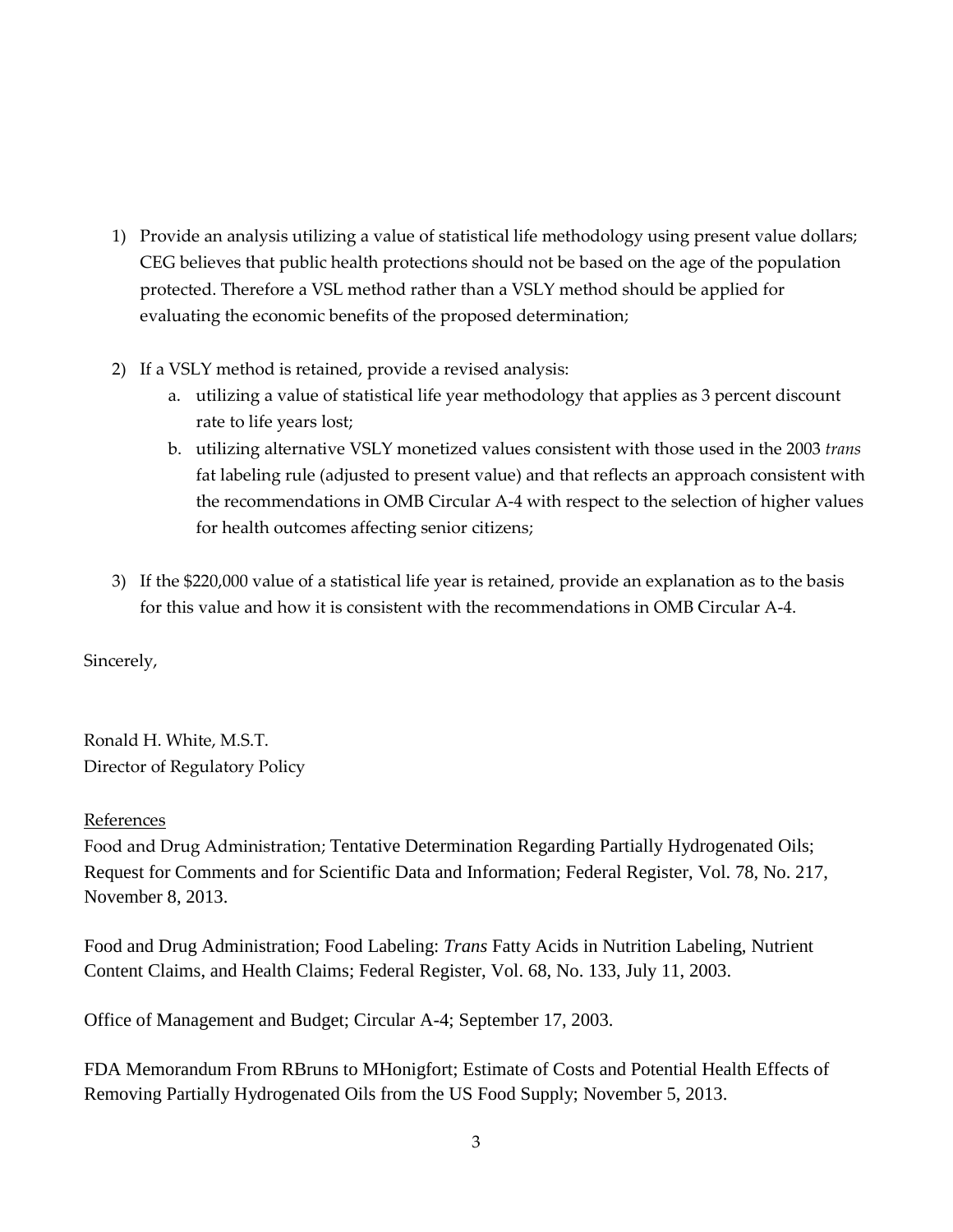1) Provide an analysis utilizing a value of statistical life methodology using present value dollars; CEG believes that public health protections should not be based on the age of the population protected. Therefore a VSL method rather than a VSLY method should be applied for evaluating the economic benefits of the proposed determination;

2) If a VSLY method is retained, provide a revised analysis:
   a. utilizing a value of statistical life year methodology that applies as 3 percent discount rate to life years lost;
   b. utilizing alternative VSLY monetized values consistent with those used in the 2003 *trans* fat labeling rule (adjusted to present value) and that reflects an approach consistent with the recommendations in OMB Circular A-4 with respect to the selection of higher values for health outcomes affecting senior citizens;

3) If the $220,000 value of a statistical life year is retained, provide an explanation as to the basis for this value and how it is consistent with the recommendations in OMB Circular A-4.

Sincerely,

Ronald H. White, M.S.T.
Director of Regulatory Policy

References

Food and Drug Administration; Tentative Determination Regarding Partially Hydrogenated Oils; Request for Comments and for Scientific Data and Information; Federal Register, Vol. 78, No. 217, November 8, 2013.

Food and Drug Administration; Food Labeling: *Trans* Fatty Acids in Nutrition Labeling, Nutrient Content Claims, and Health Claims; Federal Register, Vol. 68, No. 133, July 11, 2003.

Office of Management and Budget; Circular A-4; September 17, 2003.

FDA Memorandum From RBruns to MHonigfort; Estimate of Costs and Potential Health Effects of Removing Partially Hydrogenated Oils from the US Food Supply; November 5, 2013.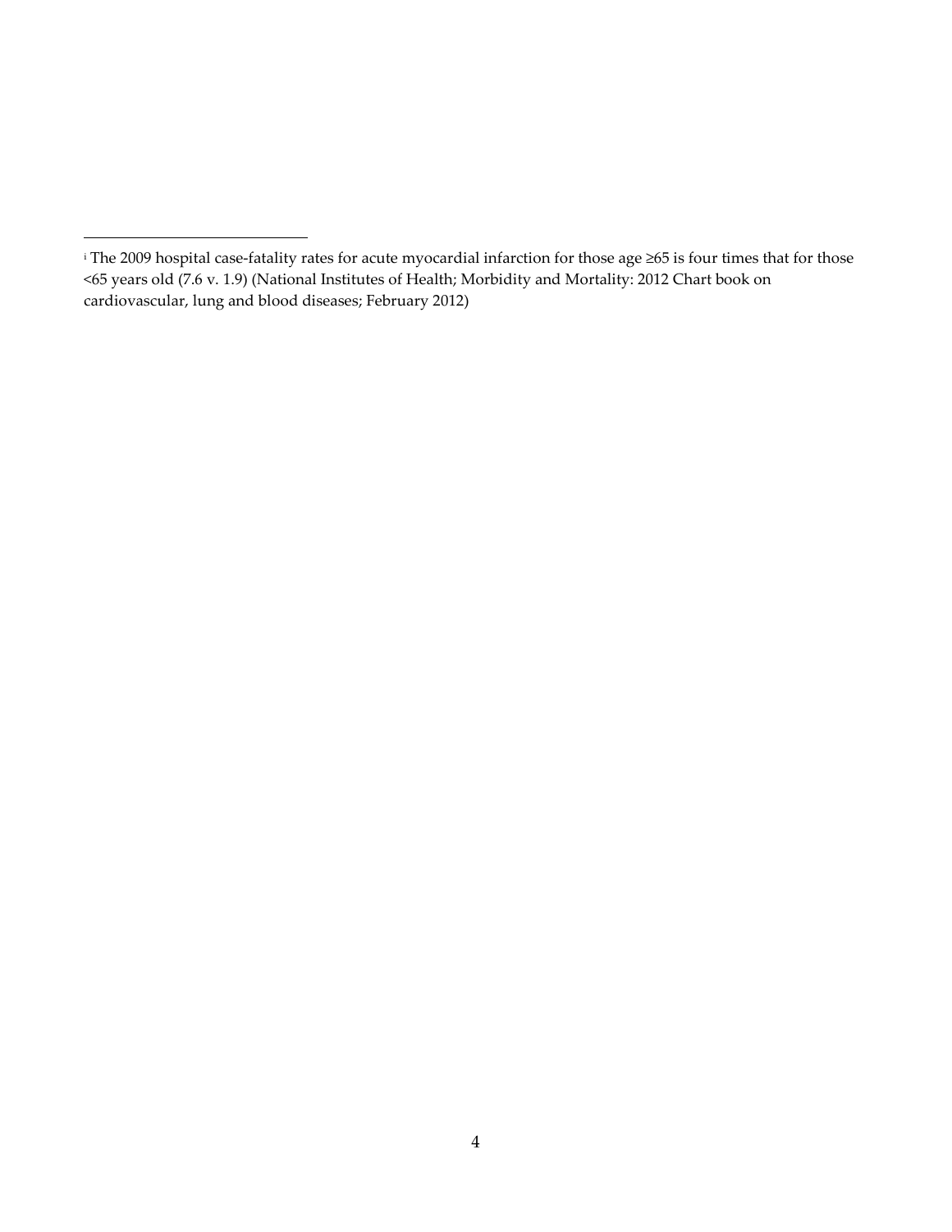[i] The 2009 hospital case-fatality rates for acute myocardial infarction for those age ≥65 is four times that for those <65 years old (7.6 v. 1.9) (National Institutes of Health; Morbidity and Mortality: 2012 Chart book on cardiovascular, lung and blood diseases; February 2012)